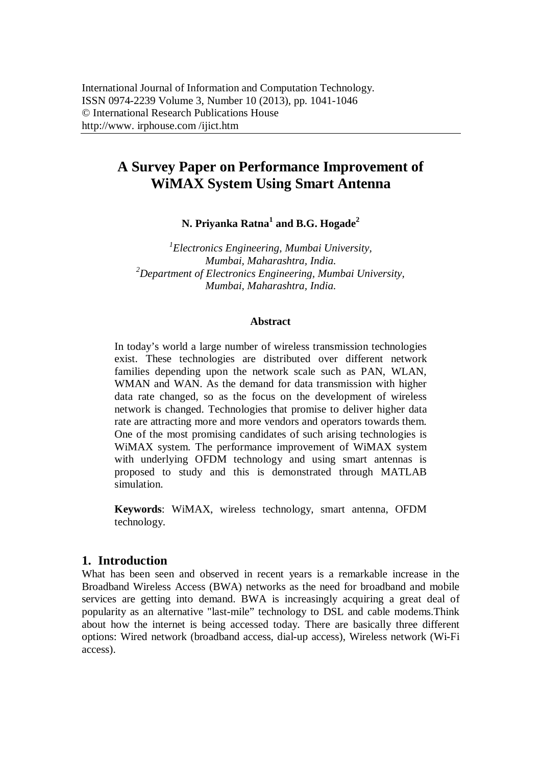International Journal of Information and Computation Technology.
ISSN 0974-2239 Volume 3, Number 10 (2013), pp. 1041-1046
© International Research Publications House
http://www. irphouse.com /ijict.htm

# A Survey Paper on Performance Improvement of WiMAX System Using Smart Antenna

**N. Priyanka Ratna[1] and B.G. Hogade[2]**

*[1]Electronics Engineering, Mumbai University, Mumbai, Maharashtra, India.*
*[2]Department of Electronics Engineering, Mumbai University, Mumbai, Maharashtra, India.*

### Abstract

In today's world a large number of wireless transmission technologies exist. These technologies are distributed over different network families depending upon the network scale such as PAN, WLAN, WMAN and WAN. As the demand for data transmission with higher data rate changed, so as the focus on the development of wireless network is changed. Technologies that promise to deliver higher data rate are attracting more and more vendors and operators towards them. One of the most promising candidates of such arising technologies is WiMAX system. The performance improvement of WiMAX system with underlying OFDM technology and using smart antennas is proposed to study and this is demonstrated through MATLAB simulation.

**Keywords**: WiMAX, wireless technology, smart antenna, OFDM technology.

## 1. Introduction

What has been seen and observed in recent years is a remarkable increase in the Broadband Wireless Access (BWA) networks as the need for broadband and mobile services are getting into demand. BWA is increasingly acquiring a great deal of popularity as an alternative "last-mile" technology to DSL and cable modems.Think about how the internet is being accessed today. There are basically three different options: Wired network (broadband access, dial-up access), Wireless network (Wi-Fi access).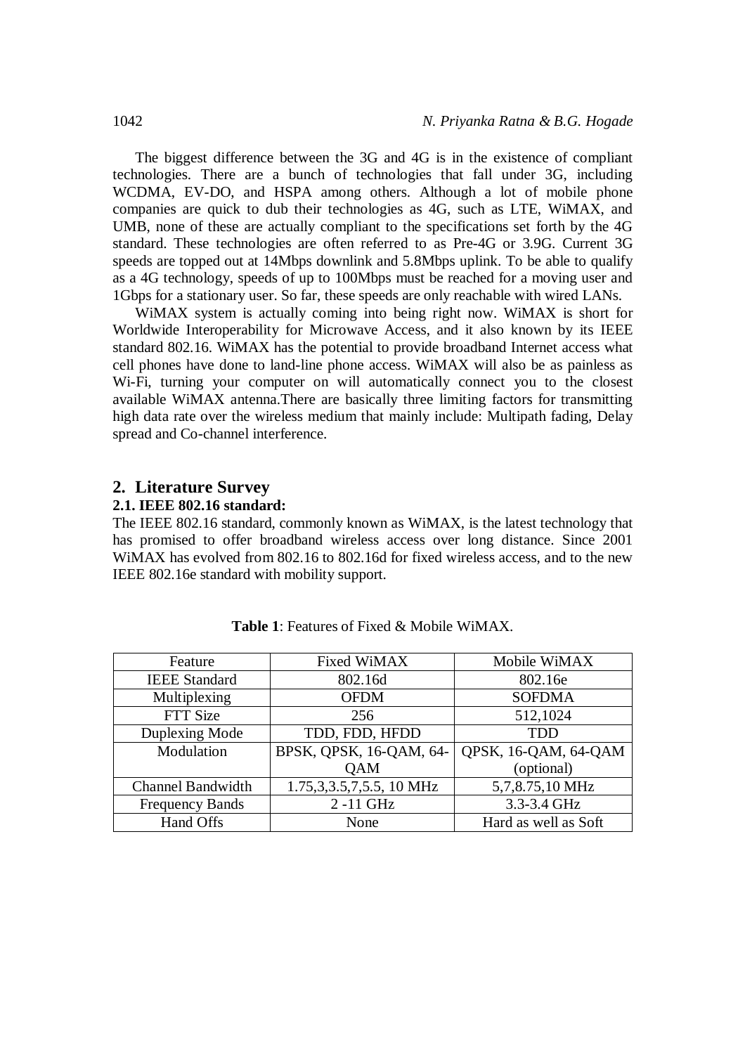The biggest difference between the 3G and 4G is in the existence of compliant technologies. There are a bunch of technologies that fall under 3G, including WCDMA, EV-DO, and HSPA among others. Although a lot of mobile phone companies are quick to dub their technologies as 4G, such as LTE, WiMAX, and UMB, none of these are actually compliant to the specifications set forth by the 4G standard. These technologies are often referred to as Pre-4G or 3.9G. Current 3G speeds are topped out at 14Mbps downlink and 5.8Mbps uplink. To be able to qualify as a 4G technology, speeds of up to 100Mbps must be reached for a moving user and 1Gbps for a stationary user. So far, these speeds are only reachable with wired LANs.

WiMAX system is actually coming into being right now. WiMAX is short for Worldwide Interoperability for Microwave Access, and it also known by its IEEE standard 802.16. WiMAX has the potential to provide broadband Internet access what cell phones have done to land-line phone access. WiMAX will also be as painless as Wi-Fi, turning your computer on will automatically connect you to the closest available WiMAX antenna.There are basically three limiting factors for transmitting high data rate over the wireless medium that mainly include: Multipath fading, Delay spread and Co-channel interference.

## 2. Literature Survey

### 2.1. IEEE 802.16 standard:

The IEEE 802.16 standard, commonly known as WiMAX, is the latest technology that has promised to offer broadband wireless access over long distance. Since 2001 WiMAX has evolved from 802.16 to 802.16d for fixed wireless access, and to the new IEEE 802.16e standard with mobility support.

**Table 1**: Features of Fixed & Mobile WiMAX.

| Feature | Fixed WiMAX | Mobile WiMAX |
|---|---|---|
| IEEE Standard | 802.16d | 802.16e |
| Multiplexing | OFDM | SOFDMA |
| FTT Size | 256 | 512,1024 |
| Duplexing Mode | TDD, FDD, HFDD | TDD |
| Modulation | BPSK, QPSK, 16-QAM, 64-QAM | QPSK, 16-QAM, 64-QAM (optional) |
| Channel Bandwidth | 1.75,3,3.5,7,5.5, 10 MHz | 5,7,8.75,10 MHz |
| Frequency Bands | 2 -11 GHz | 3.3-3.4 GHz |
| Hand Offs | None | Hard as well as Soft |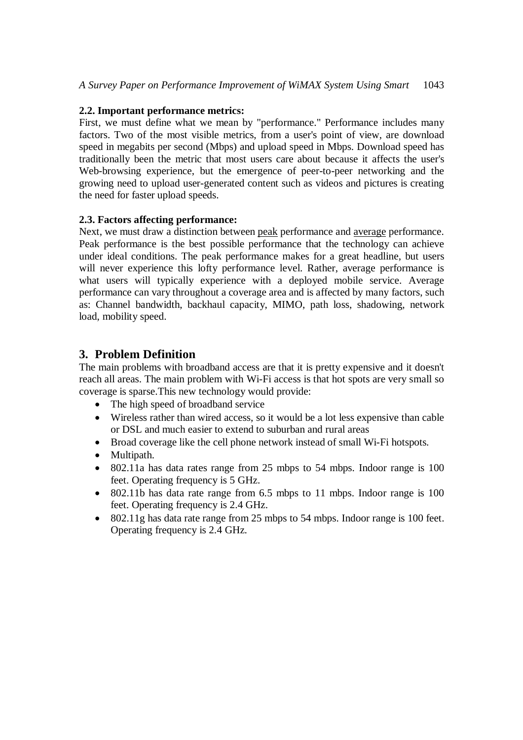### 2.2. Important performance metrics:

First, we must define what we mean by "performance." Performance includes many factors. Two of the most visible metrics, from a user's point of view, are download speed in megabits per second (Mbps) and upload speed in Mbps. Download speed has traditionally been the metric that most users care about because it affects the user's Web-browsing experience, but the emergence of peer-to-peer networking and the growing need to upload user-generated content such as videos and pictures is creating the need for faster upload speeds.

### 2.3. Factors affecting performance:

Next, we must draw a distinction between peak performance and average performance. Peak performance is the best possible performance that the technology can achieve under ideal conditions. The peak performance makes for a great headline, but users will never experience this lofty performance level. Rather, average performance is what users will typically experience with a deployed mobile service. Average performance can vary throughout a coverage area and is affected by many factors, such as: Channel bandwidth, backhaul capacity, MIMO, path loss, shadowing, network load, mobility speed.

## 3. Problem Definition

The main problems with broadband access are that it is pretty expensive and it doesn't reach all areas. The main problem with Wi-Fi access is that hot spots are very small so coverage is sparse.This new technology would provide:

- The high speed of broadband service
- Wireless rather than wired access, so it would be a lot less expensive than cable or DSL and much easier to extend to suburban and rural areas
- Broad coverage like the cell phone network instead of small Wi-Fi hotspots.
- Multipath.
- 802.11a has data rates range from 25 mbps to 54 mbps. Indoor range is 100 feet. Operating frequency is 5 GHz.
- 802.11b has data rate range from 6.5 mbps to 11 mbps. Indoor range is 100 feet. Operating frequency is 2.4 GHz.
- 802.11g has data rate range from 25 mbps to 54 mbps. Indoor range is 100 feet. Operating frequency is 2.4 GHz.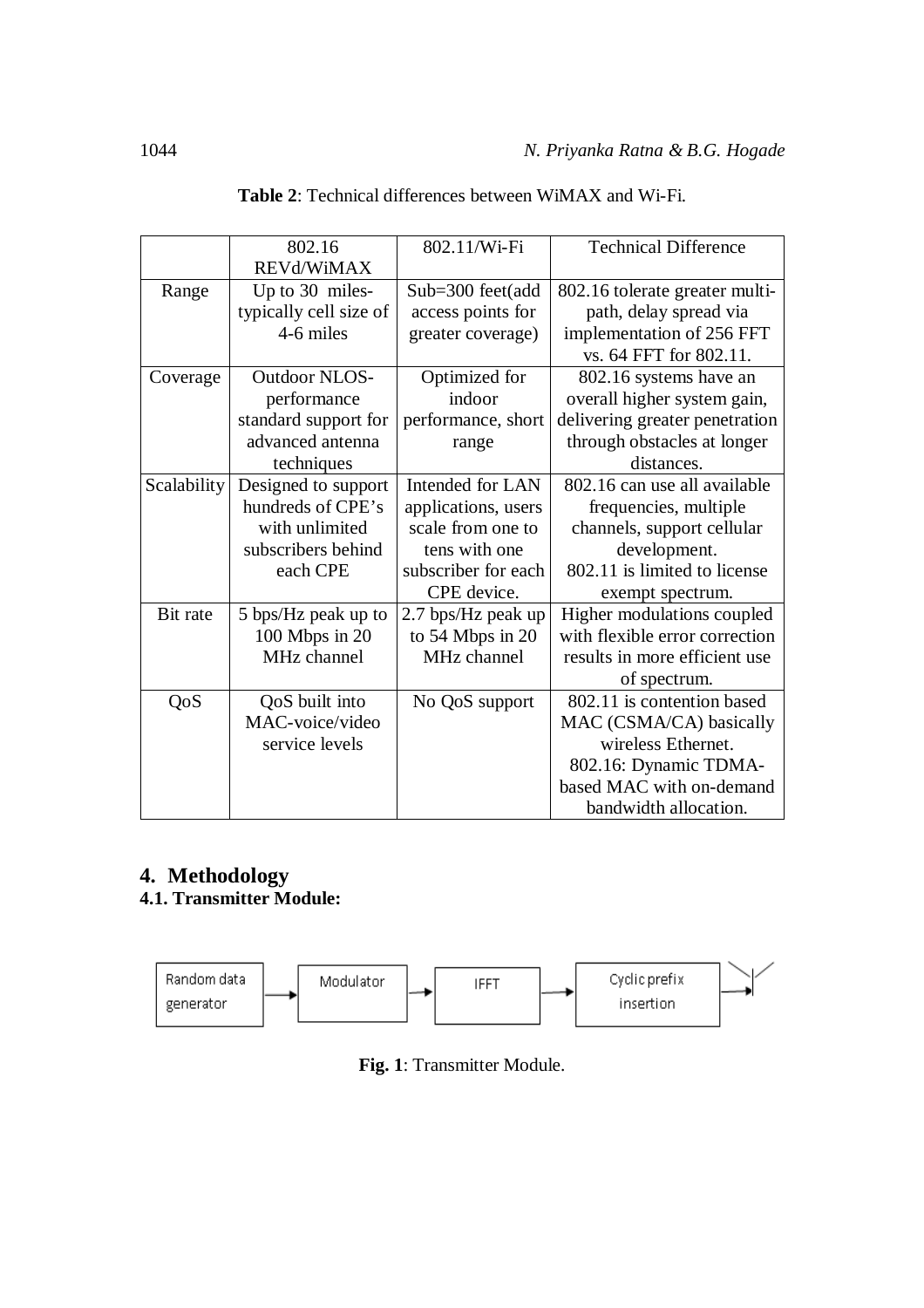**Table 2**: Technical differences between WiMAX and Wi-Fi.

| | 802.16 REVd/WiMAX | 802.11/Wi-Fi | Technical Difference |
|---|---|---|---|
| Range | Up to 30 miles-typically cell size of 4-6 miles | Sub=300 feet(add access points for greater coverage) | 802.16 tolerate greater multi-path, delay spread via implementation of 256 FFT vs. 64 FFT for 802.11. |
| Coverage | Outdoor NLOS-performance standard support for advanced antenna techniques | Optimized for indoor performance, short range | 802.16 systems have an overall higher system gain, delivering greater penetration through obstacles at longer distances. |
| Scalability | Designed to support hundreds of CPE's with unlimited subscribers behind each CPE | Intended for LAN applications, users scale from one to tens with one subscriber for each CPE device. | 802.16 can use all available frequencies, multiple channels, support cellular development. 802.11 is limited to license exempt spectrum. |
| Bit rate | 5 bps/Hz peak up to 100 Mbps in 20 MHz channel | 2.7 bps/Hz peak up to 54 Mbps in 20 MHz channel | Higher modulations coupled with flexible error correction results in more efficient use of spectrum. |
| QoS | QoS built into MAC-voice/video service levels | No QoS support | 802.11 is contention based MAC (CSMA/CA) basically wireless Ethernet. 802.16: Dynamic TDMA-based MAC with on-demand bandwidth allocation. |

## 4. Methodology

### 4.1. Transmitter Module:

Random data generator → Modulator → IFFT → Cyclic prefix insertion

**Fig. 1**: Transmitter Module.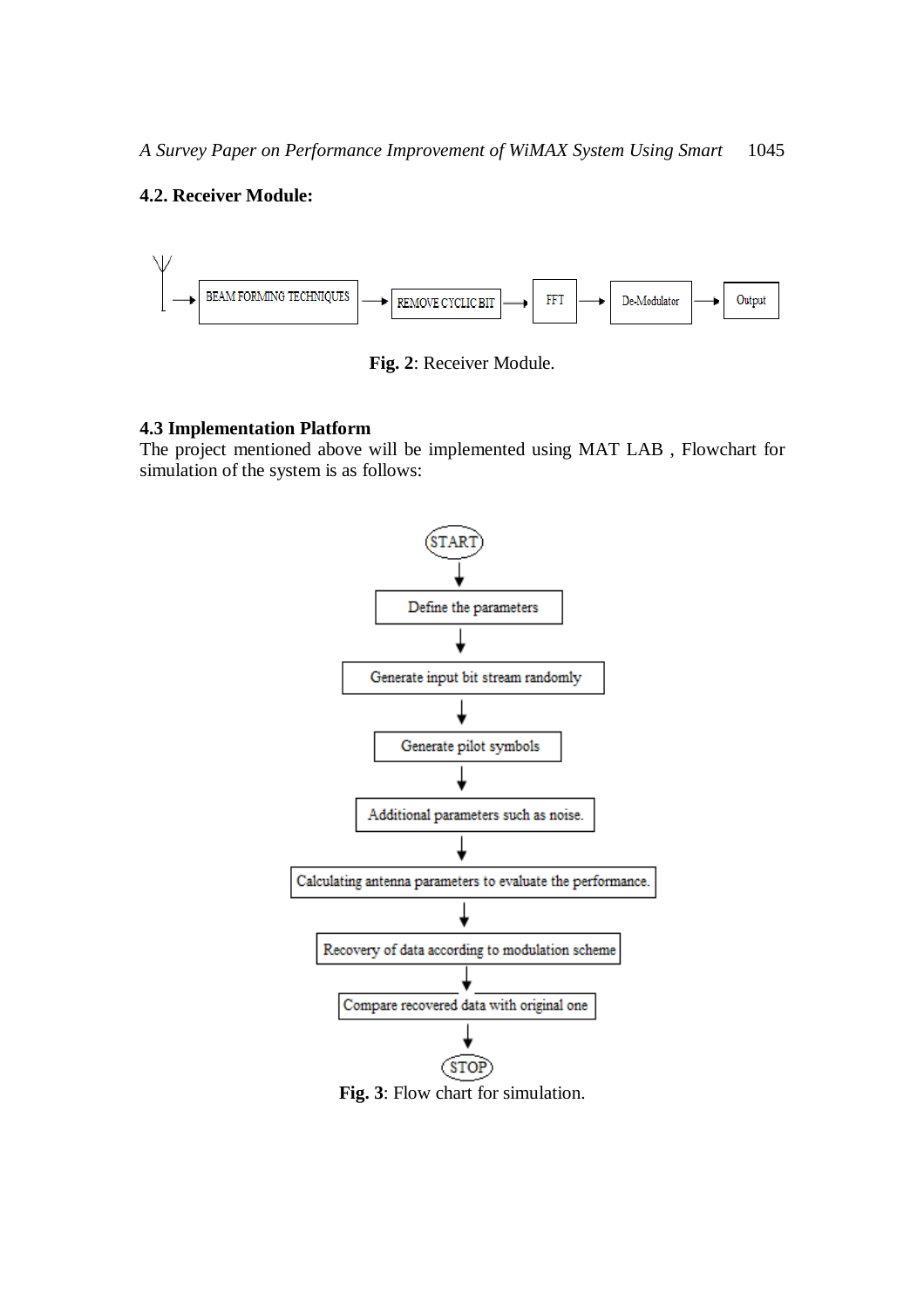### 4.2. Receiver Module:

BEAM FORMING TECHNIQUES → REMOVE CYCLIC BIT → FFT → De-Modulator → Output

**Fig. 2**: Receiver Module.

### 4.3 Implementation Platform

The project mentioned above will be implemented using MAT LAB , Flowchart for simulation of the system is as follows:

START → Define the parameters → Generate input bit stream randomly → Generate pilot symbols → Additional parameters such as noise. → Calculating antenna parameters to evaluate the performance. → Recovery of data according to modulation scheme → Compare recovered data with original one → STOP

**Fig. 3**: Flow chart for simulation.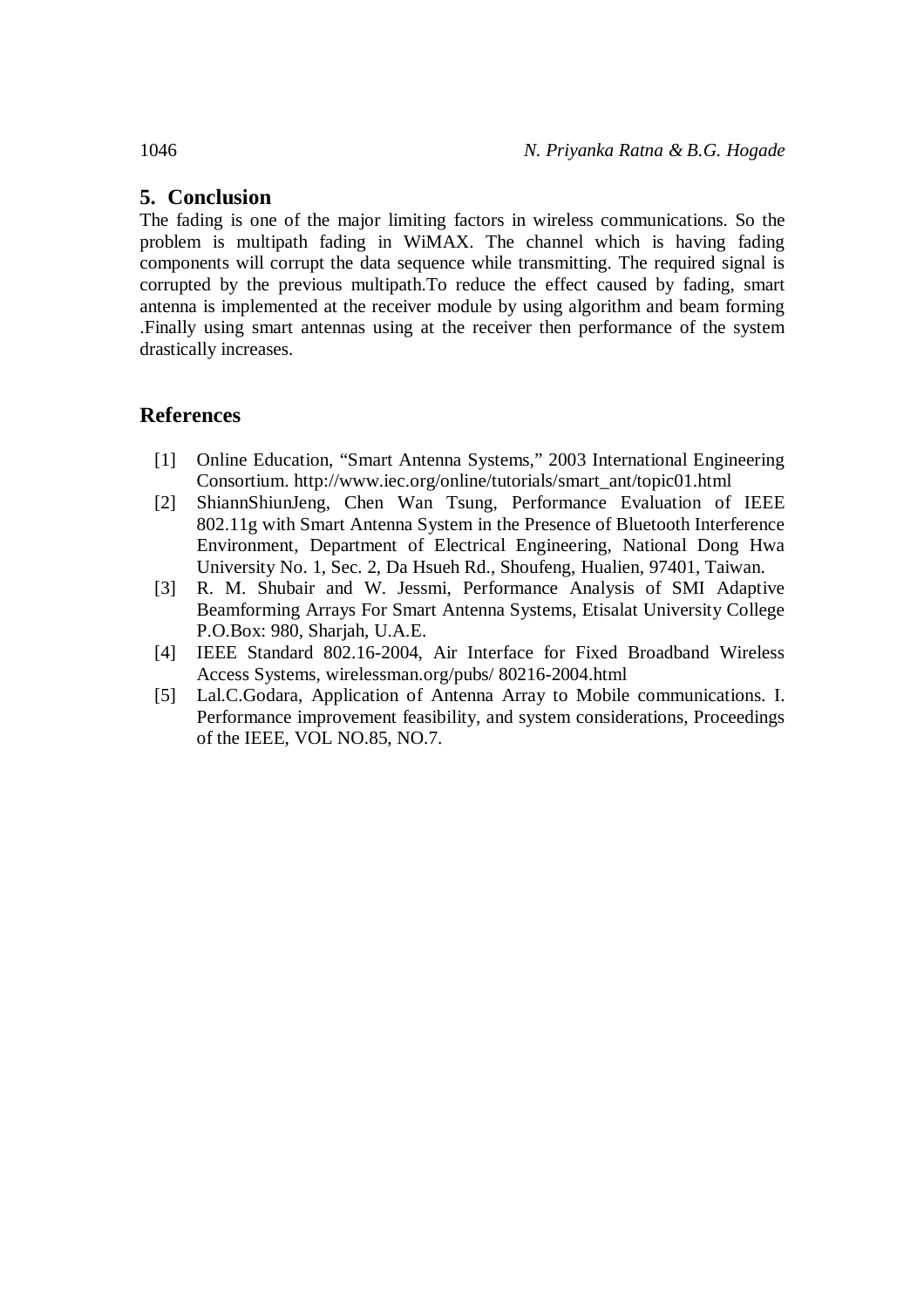## 5. Conclusion

The fading is one of the major limiting factors in wireless communications. So the problem is multipath fading in WiMAX. The channel which is having fading components will corrupt the data sequence while transmitting. The required signal is corrupted by the previous multipath.To reduce the effect caused by fading, smart antenna is implemented at the receiver module by using algorithm and beam forming .Finally using smart antennas using at the receiver then performance of the system drastically increases.

## References

[1] Online Education, "Smart Antenna Systems," 2003 International Engineering Consortium. http://www.iec.org/online/tutorials/smart_ant/topic01.html

[2] ShiannShiunJeng, Chen Wan Tsung, Performance Evaluation of IEEE 802.11g with Smart Antenna System in the Presence of Bluetooth Interference Environment, Department of Electrical Engineering, National Dong Hwa University No. 1, Sec. 2, Da Hsueh Rd., Shoufeng, Hualien, 97401, Taiwan.

[3] R. M. Shubair and W. Jessmi, Performance Analysis of SMI Adaptive Beamforming Arrays For Smart Antenna Systems, Etisalat University College P.O.Box: 980, Sharjah, U.A.E.

[4] IEEE Standard 802.16-2004, Air Interface for Fixed Broadband Wireless Access Systems, wirelessman.org/pubs/ 80216-2004.html

[5] Lal.C.Godara, Application of Antenna Array to Mobile communications. I. Performance improvement feasibility, and system considerations, Proceedings of the IEEE, VOL NO.85, NO.7.